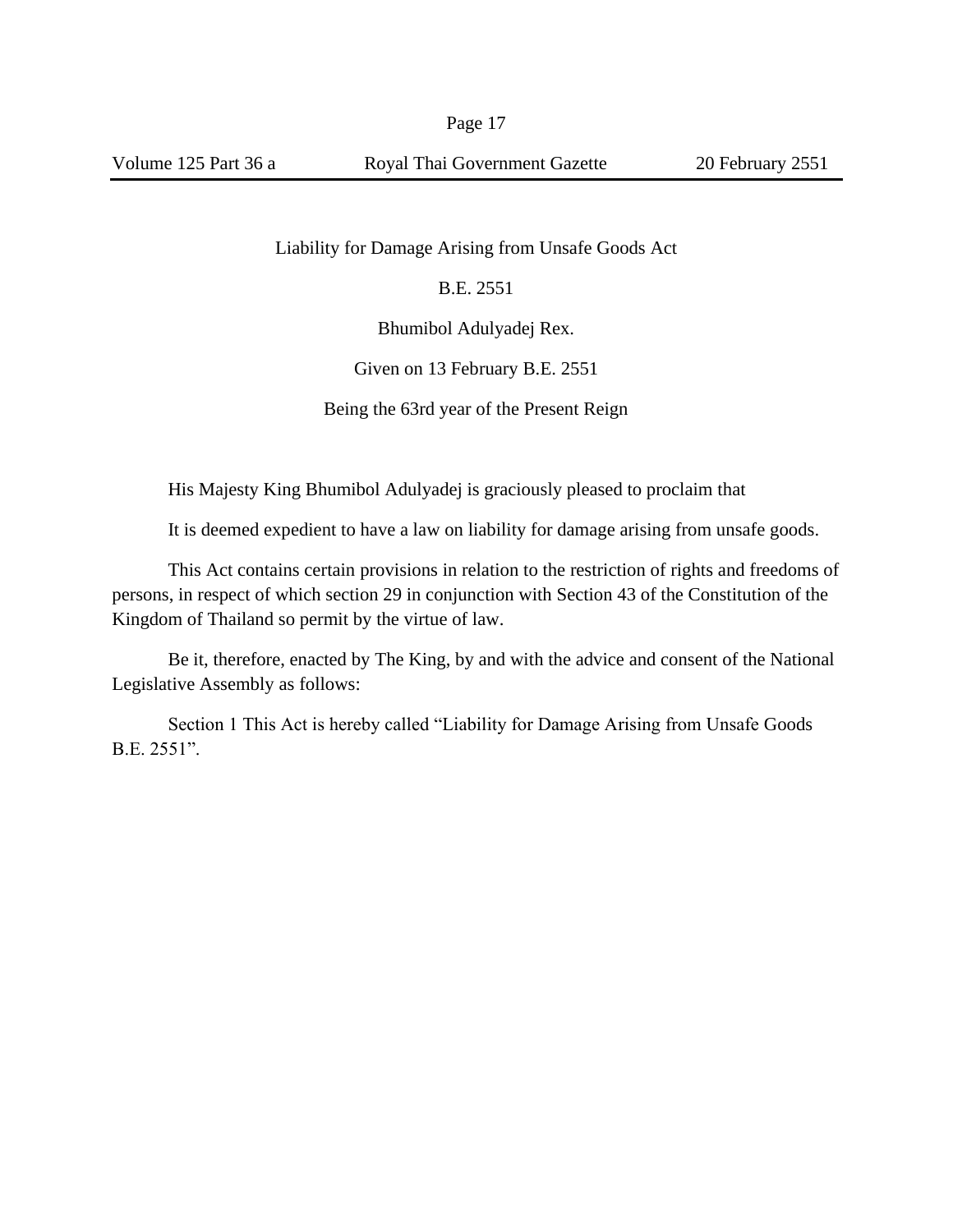# Liability for Damage Arising from Unsafe Goods Act

B.E. 2551

Bhumibol Adulyadej Rex.

Given on 13 February B.E. 2551

Being the 63rd year of the Present Reign

His Majesty King Bhumibol Adulyadej is graciously pleased to proclaim that

It is deemed expedient to have a law on liability for damage arising from unsafe goods.

This Act contains certain provisions in relation to the restriction of rights and freedoms of persons, in respect of which section 29 in conjunction with Section 43 of the Constitution of the Kingdom of Thailand so permit by the virtue of law.

Be it, therefore, enacted by The King, by and with the advice and consent of the National Legislative Assembly as follows:

Section 1 This Act is hereby called “Liability for Damage Arising from Unsafe Goods B.E. 2551”.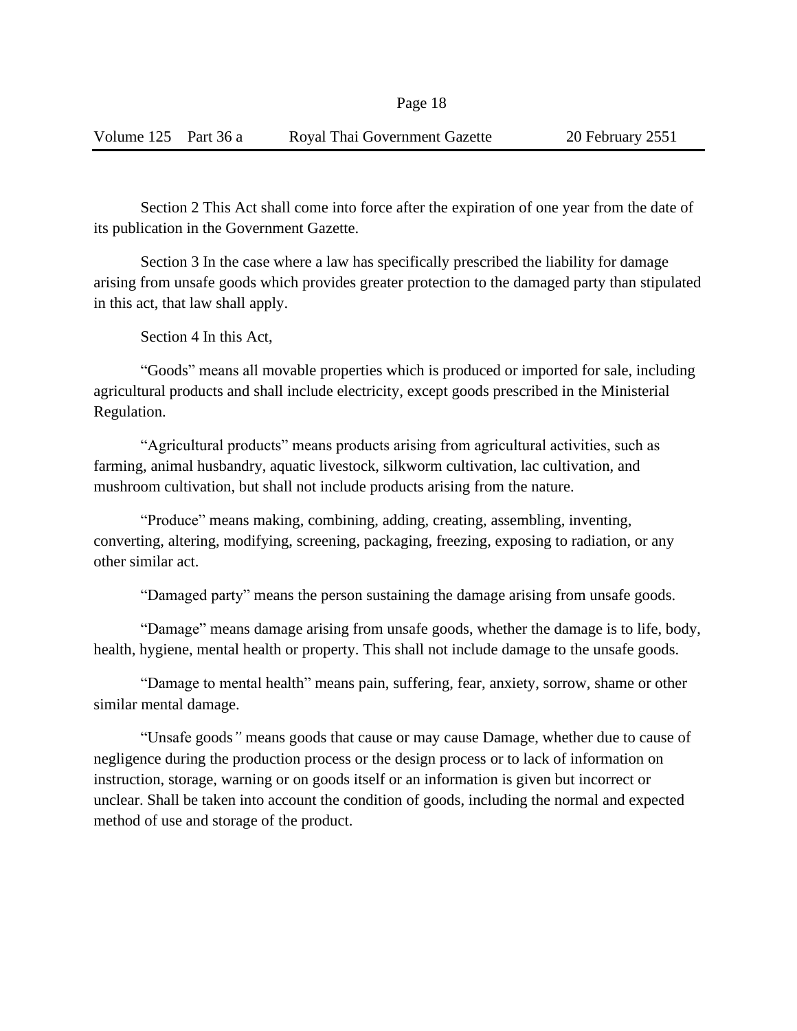Section 2 This Act shall come into force after the expiration of one year from the date of its publication in the Government Gazette.

Section 3 In the case where a law has specifically prescribed the liability for damage arising from unsafe goods which provides greater protection to the damaged party than stipulated in this act, that law shall apply.

Section 4 In this Act,

"Goods" means all movable properties which is produced or imported for sale, including agricultural products and shall include electricity, except goods prescribed in the Ministerial Regulation.

"Agricultural products" means products arising from agricultural activities, such as farming, animal husbandry, aquatic livestock, silkworm cultivation, lac cultivation, and mushroom cultivation, but shall not include products arising from the nature.

"Produce" means making, combining, adding, creating, assembling, inventing, converting, altering, modifying, screening, packaging, freezing, exposing to radiation, or any other similar act.

"Damaged party" means the person sustaining the damage arising from unsafe goods.

"Damage" means damage arising from unsafe goods, whether the damage is to life, body, health, hygiene, mental health or property. This shall not include damage to the unsafe goods.

"Damage to mental health" means pain, suffering, fear, anxiety, sorrow, shame or other similar mental damage.

"Unsafe goods" means goods that cause or may cause Damage, whether due to cause of negligence during the production process or the design process or to lack of information on instruction, storage, warning or on goods itself or an information is given but incorrect or unclear. Shall be taken into account the condition of goods, including the normal and expected method of use and storage of the product.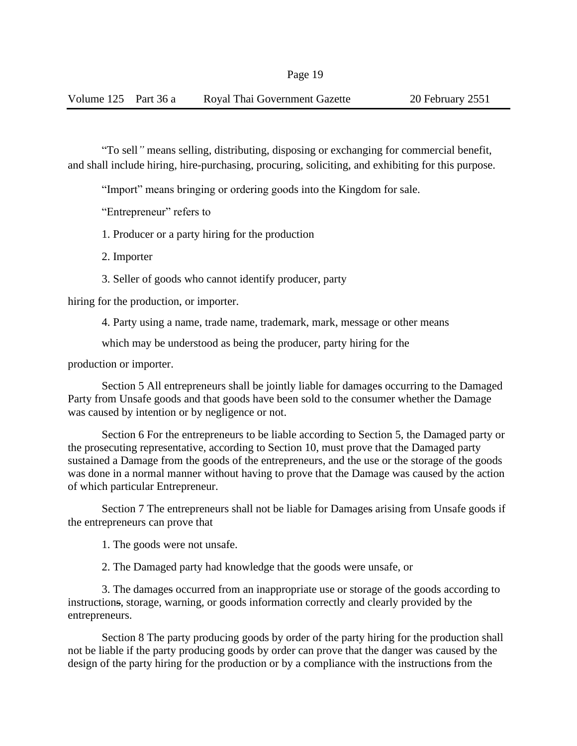"To sell" means selling, distributing, disposing or exchanging for commercial benefit, and shall include hiring, hire-purchasing, procuring, soliciting, and exhibiting for this purpose.

"Import" means bringing or ordering goods into the Kingdom for sale.

"Entrepreneur" refers to

1. Producer or a party hiring for the production

2. Importer

3. Seller of goods who cannot identify producer, party hiring for the production, or importer.

4. Party using a name, trade name, trademark, mark, message or other means which may be understood as being the producer, party hiring for the production or importer.

Section 5 All entrepreneurs shall be jointly liable for damages occurring to the Damaged Party from Unsafe goods and that goods have been sold to the consumer whether the Damage was caused by intention or by negligence or not.

Section 6 For the entrepreneurs to be liable according to Section 5, the Damaged party or the prosecuting representative, according to Section 10, must prove that the Damaged party sustained a Damage from the goods of the entrepreneurs, and the use or the storage of the goods was done in a normal manner without having to prove that the Damage was caused by the action of which particular Entrepreneur.

Section 7 The entrepreneurs shall not be liable for Damages arising from Unsafe goods if the entrepreneurs can prove that

1. The goods were not unsafe.

2. The Damaged party had knowledge that the goods were unsafe, or

3. The damages occurred from an inappropriate use or storage of the goods according to instructions, storage, warning, or goods information correctly and clearly provided by the entrepreneurs.

Section 8 The party producing goods by order of the party hiring for the production shall not be liable if the party producing goods by order can prove that the danger was caused by the design of the party hiring for the production or by a compliance with the instructions from the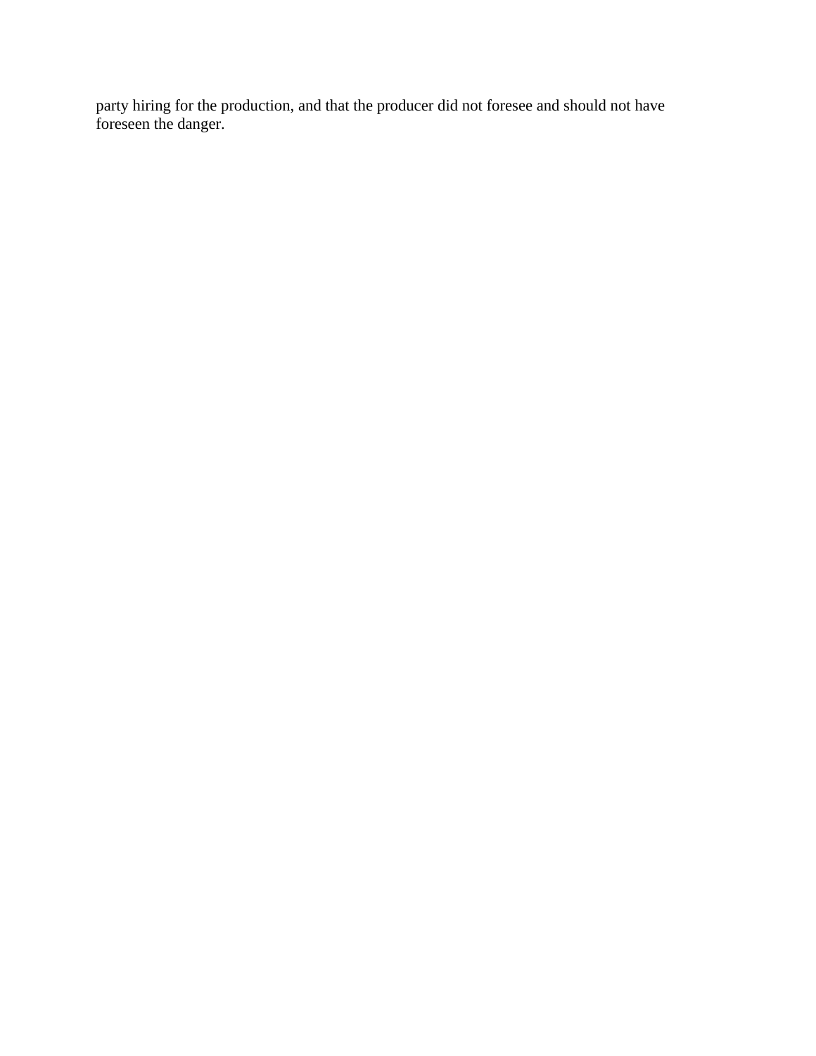party hiring for the production, and that the producer did not foresee and should not have foreseen the danger.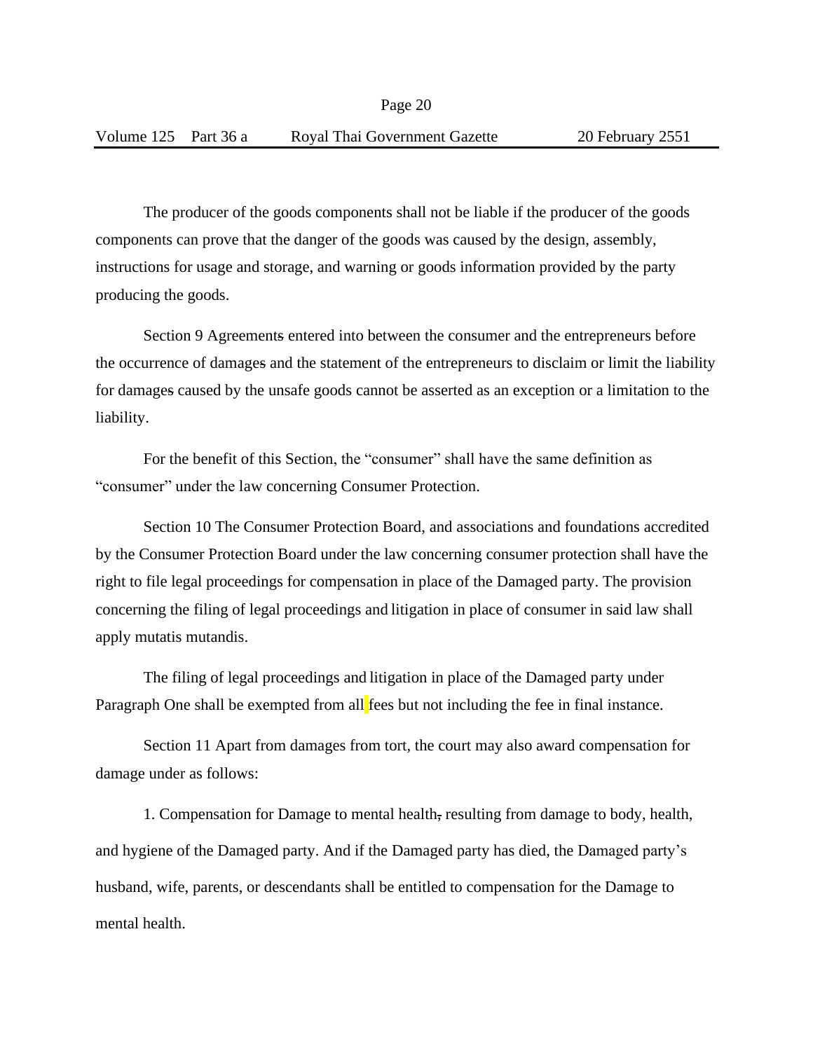The producer of the goods components shall not be liable if the producer of the goods components can prove that the danger of the goods was caused by the design, assembly, instructions for usage and storage, and warning or goods information provided by the party producing the goods.

Section 9 Agreements entered into between the consumer and the entrepreneurs before the occurrence of damages and the statement of the entrepreneurs to disclaim or limit the liability for damages caused by the unsafe goods cannot be asserted as an exception or a limitation to the liability.

For the benefit of this Section, the "consumer" shall have the same definition as "consumer" under the law concerning Consumer Protection.

Section 10 The Consumer Protection Board, and associations and foundations accredited by the Consumer Protection Board under the law concerning consumer protection shall have the right to file legal proceedings for compensation in place of the Damaged party. The provision concerning the filing of legal proceedings and litigation in place of consumer in said law shall apply mutatis mutandis.

The filing of legal proceedings and litigation in place of the Damaged party under Paragraph One shall be exempted from all fees but not including the fee in final instance.

Section 11 Apart from damages from tort, the court may also award compensation for damage under as follows:

1. Compensation for Damage to mental health, resulting from damage to body, health, and hygiene of the Damaged party. And if the Damaged party has died, the Damaged party's husband, wife, parents, or descendants shall be entitled to compensation for the Damage to mental health.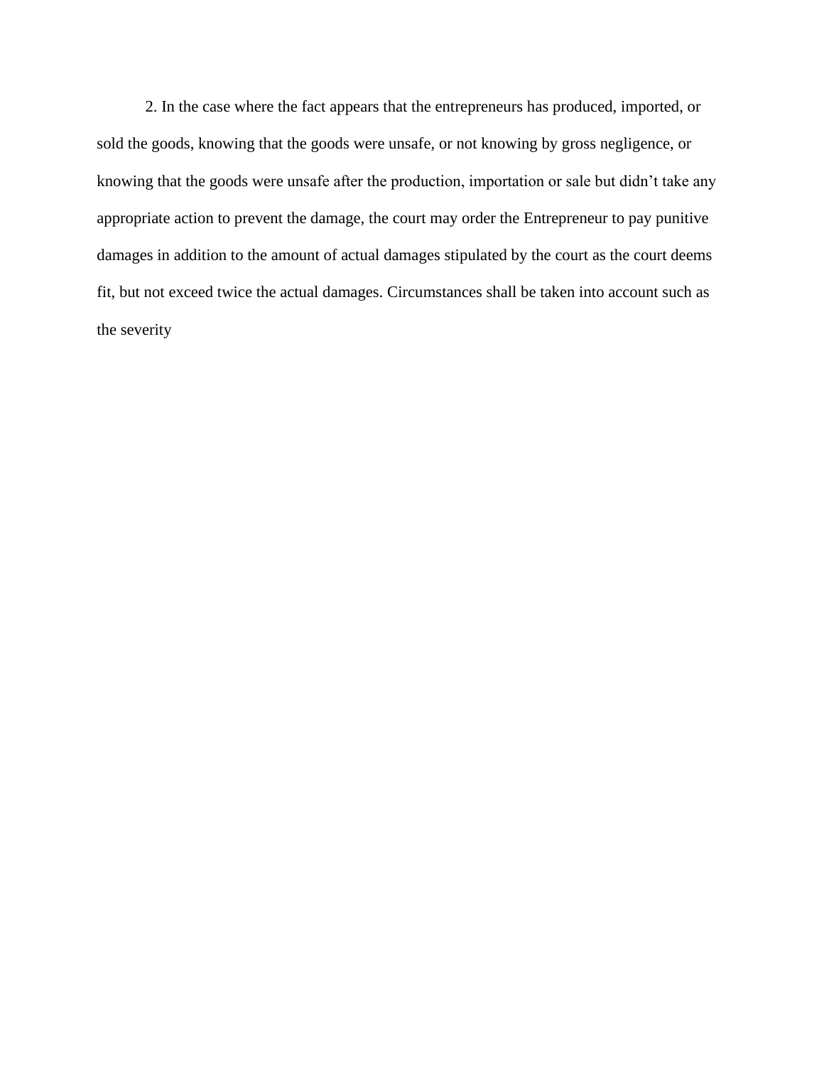2. In the case where the fact appears that the entrepreneurs has produced, imported, or sold the goods, knowing that the goods were unsafe, or not knowing by gross negligence, or knowing that the goods were unsafe after the production, importation or sale but didn't take any appropriate action to prevent the damage, the court may order the Entrepreneur to pay punitive damages in addition to the amount of actual damages stipulated by the court as the court deems fit, but not exceed twice the actual damages. Circumstances shall be taken into account such as the severity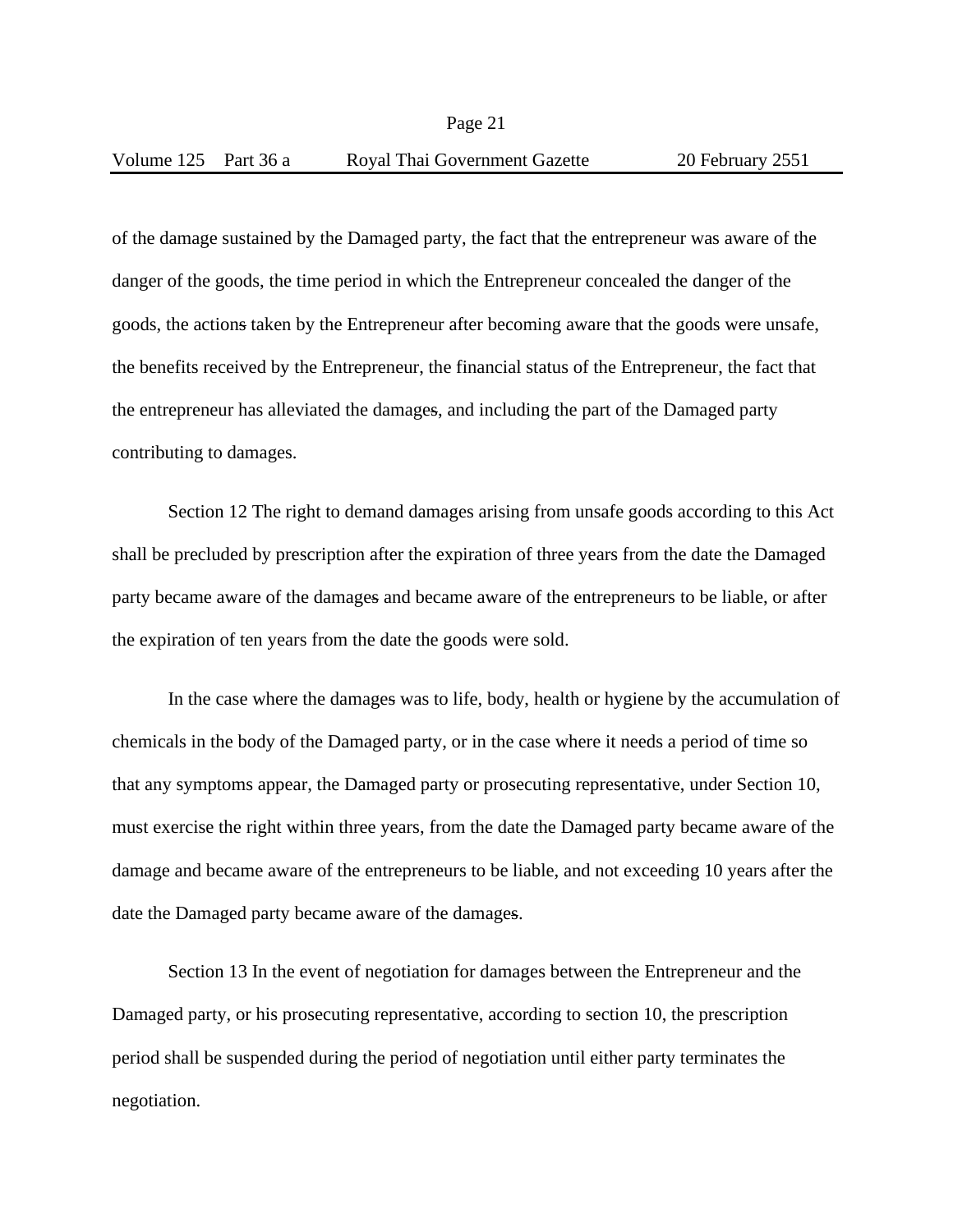of the damage sustained by the Damaged party, the fact that the entrepreneur was aware of the danger of the goods, the time period in which the Entrepreneur concealed the danger of the goods, the actions taken by the Entrepreneur after becoming aware that the goods were unsafe, the benefits received by the Entrepreneur, the financial status of the Entrepreneur, the fact that the entrepreneur has alleviated the damages, and including the part of the Damaged party contributing to damages.

Section 12 The right to demand damages arising from unsafe goods according to this Act shall be precluded by prescription after the expiration of three years from the date the Damaged party became aware of the damages and became aware of the entrepreneurs to be liable, or after the expiration of ten years from the date the goods were sold.

In the case where the damages was to life, body, health or hygiene by the accumulation of chemicals in the body of the Damaged party, or in the case where it needs a period of time so that any symptoms appear, the Damaged party or prosecuting representative, under Section 10, must exercise the right within three years, from the date the Damaged party became aware of the damage and became aware of the entrepreneurs to be liable, and not exceeding 10 years after the date the Damaged party became aware of the damages.

Section 13 In the event of negotiation for damages between the Entrepreneur and the Damaged party, or his prosecuting representative, according to section 10, the prescription period shall be suspended during the period of negotiation until either party terminates the negotiation.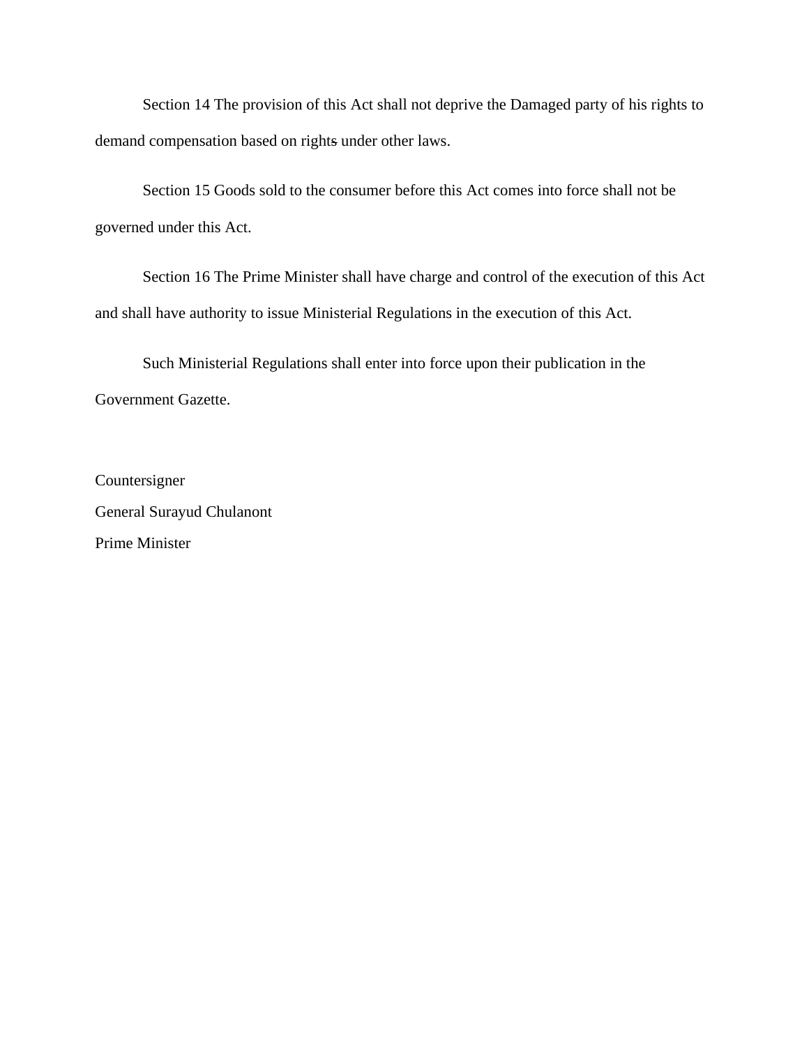Section 14 The provision of this Act shall not deprive the Damaged party of his rights to demand compensation based on rights under other laws.

Section 15 Goods sold to the consumer before this Act comes into force shall not be governed under this Act.

Section 16 The Prime Minister shall have charge and control of the execution of this Act and shall have authority to issue Ministerial Regulations in the execution of this Act.

Such Ministerial Regulations shall enter into force upon their publication in the Government Gazette.

Countersigner
General Surayud Chulanont
Prime Minister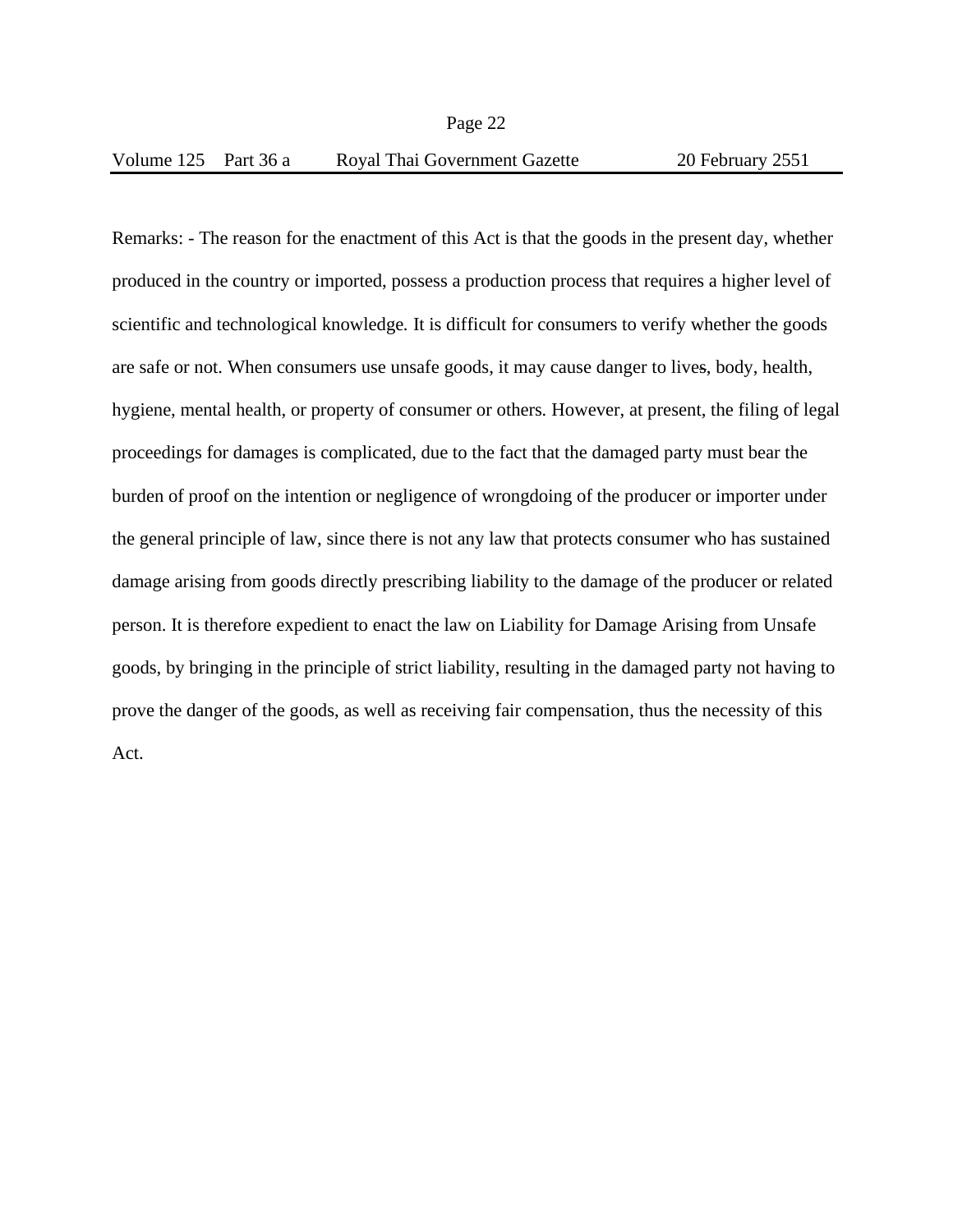Remarks: - The reason for the enactment of this Act is that the goods in the present day, whether produced in the country or imported, possess a production process that requires a higher level of scientific and technological knowledge. It is difficult for consumers to verify whether the goods are safe or not. When consumers use unsafe goods, it may cause danger to lives, body, health, hygiene, mental health, or property of consumer or others. However, at present, the filing of legal proceedings for damages is complicated, due to the fact that the damaged party must bear the burden of proof on the intention or negligence of wrongdoing of the producer or importer under the general principle of law, since there is not any law that protects consumer who has sustained damage arising from goods directly prescribing liability to the damage of the producer or related person. It is therefore expedient to enact the law on Liability for Damage Arising from Unsafe goods, by bringing in the principle of strict liability, resulting in the damaged party not having to prove the danger of the goods, as well as receiving fair compensation, thus the necessity of this Act.